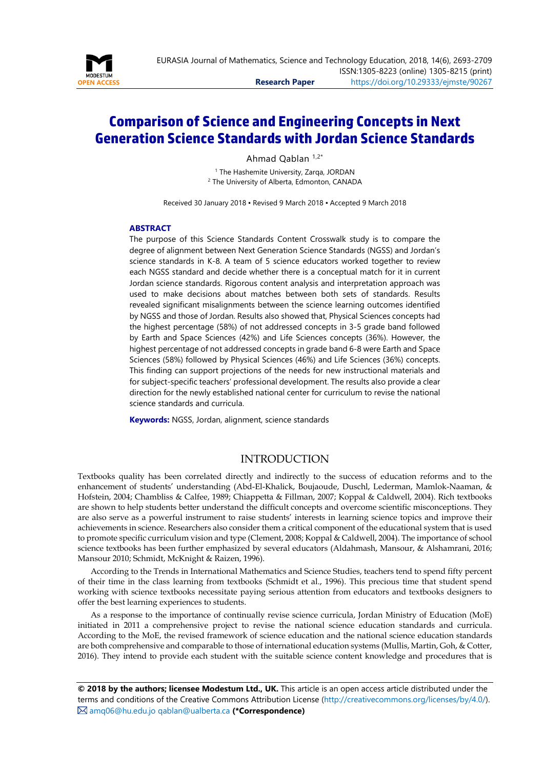# Comparison of Science and Engineering Concepts in Next Generation Science Standards with Jordan Science Standards

Ahmad Qablan [1,2*]

[1] The Hashemite University, Zarqa, JORDAN
[2] The University of Alberta, Edmonton, CANADA

Received 30 January 2018 ▪ Revised 9 March 2018 ▪ Accepted 9 March 2018

### ABSTRACT

The purpose of this Science Standards Content Crosswalk study is to compare the degree of alignment between Next Generation Science Standards (NGSS) and Jordan's science standards in K-8. A team of 5 science educators worked together to review each NGSS standard and decide whether there is a conceptual match for it in current Jordan science standards. Rigorous content analysis and interpretation approach was used to make decisions about matches between both sets of standards. Results revealed significant misalignments between the science learning outcomes identified by NGSS and those of Jordan. Results also showed that, Physical Sciences concepts had the highest percentage (58%) of not addressed concepts in 3-5 grade band followed by Earth and Space Sciences (42%) and Life Sciences concepts (36%). However, the highest percentage of not addressed concepts in grade band 6-8 were Earth and Space Sciences (58%) followed by Physical Sciences (46%) and Life Sciences (36%) concepts. This finding can support projections of the needs for new instructional materials and for subject-specific teachers' professional development. The results also provide a clear direction for the newly established national center for curriculum to revise the national science standards and curricula.

**Keywords:** NGSS, Jordan, alignment, science standards

## INTRODUCTION

Textbooks quality has been correlated directly and indirectly to the success of education reforms and to the enhancement of students' understanding (Abd-El-Khalick, Boujaoude, Duschl, Lederman, Mamlok-Naaman, & Hofstein, 2004; Chambliss & Calfee, 1989; Chiappetta & Fillman, 2007; Koppal & Caldwell, 2004). Rich textbooks are shown to help students better understand the difficult concepts and overcome scientific misconceptions. They are also serve as a powerful instrument to raise students' interests in learning science topics and improve their achievements in science. Researchers also consider them a critical component of the educational system that is used to promote specific curriculum vision and type (Clement, 2008; Koppal & Caldwell, 2004). The importance of school science textbooks has been further emphasized by several educators (Aldahmash, Mansour, & Alshamrani, 2016; Mansour 2010; Schmidt, McKnight & Raizen, 1996).

According to the Trends in International Mathematics and Science Studies, teachers tend to spend fifty percent of their time in the class learning from textbooks (Schmidt et al., 1996). This precious time that student spend working with science textbooks necessitate paying serious attention from educators and textbooks designers to offer the best learning experiences to students.

As a response to the importance of continually revise science curricula, Jordan Ministry of Education (MoE) initiated in 2011 a comprehensive project to revise the national science education standards and curricula. According to the MoE, the revised framework of science education and the national science education standards are both comprehensive and comparable to those of international education systems (Mullis, Martin, Goh, & Cotter, 2016). They intend to provide each student with the suitable science content knowledge and procedures that is

**© 2018 by the authors; licensee Modestum Ltd., UK.** This article is an open access article distributed under the terms and conditions of the Creative Commons Attribution License (http://creativecommons.org/licenses/by/4.0/).
✉ amq06@hu.edu.jo qablan@ualberta.ca **(*Correspondence)**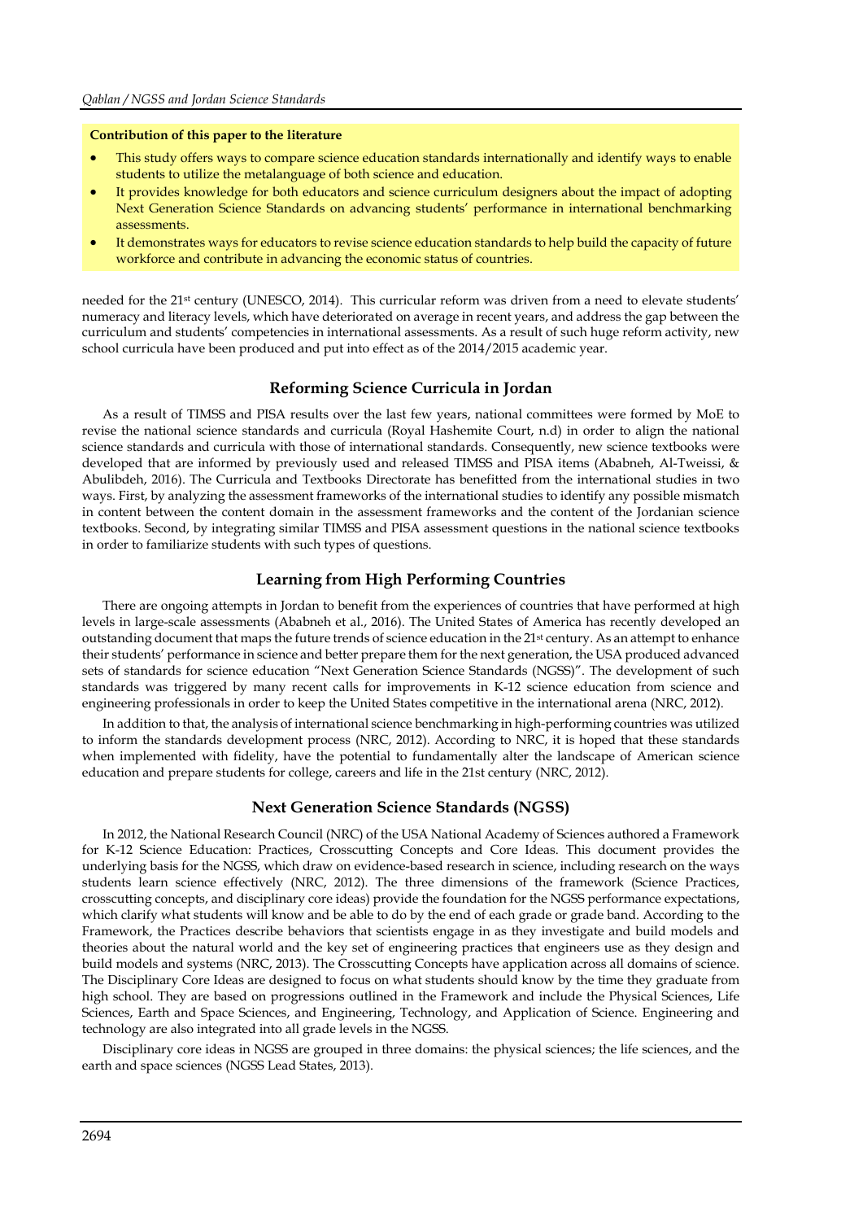**Contribution of this paper to the literature**

- This study offers ways to compare science education standards internationally and identify ways to enable students to utilize the metalanguage of both science and education.
- It provides knowledge for both educators and science curriculum designers about the impact of adopting Next Generation Science Standards on advancing students' performance in international benchmarking assessments.
- It demonstrates ways for educators to revise science education standards to help build the capacity of future workforce and contribute in advancing the economic status of countries.

needed for the 21st century (UNESCO, 2014). This curricular reform was driven from a need to elevate students' numeracy and literacy levels, which have deteriorated on average in recent years, and address the gap between the curriculum and students' competencies in international assessments. As a result of such huge reform activity, new school curricula have been produced and put into effect as of the 2014/2015 academic year.

## Reforming Science Curricula in Jordan

As a result of TIMSS and PISA results over the last few years, national committees were formed by MoE to revise the national science standards and curricula (Royal Hashemite Court, n.d) in order to align the national science standards and curricula with those of international standards. Consequently, new science textbooks were developed that are informed by previously used and released TIMSS and PISA items (Ababneh, Al-Tweissi, & Abulibdeh, 2016). The Curricula and Textbooks Directorate has benefitted from the international studies in two ways. First, by analyzing the assessment frameworks of the international studies to identify any possible mismatch in content between the content domain in the assessment frameworks and the content of the Jordanian science textbooks. Second, by integrating similar TIMSS and PISA assessment questions in the national science textbooks in order to familiarize students with such types of questions.

## Learning from High Performing Countries

There are ongoing attempts in Jordan to benefit from the experiences of countries that have performed at high levels in large-scale assessments (Ababneh et al., 2016). The United States of America has recently developed an outstanding document that maps the future trends of science education in the 21st century. As an attempt to enhance their students' performance in science and better prepare them for the next generation, the USA produced advanced sets of standards for science education "Next Generation Science Standards (NGSS)". The development of such standards was triggered by many recent calls for improvements in K-12 science education from science and engineering professionals in order to keep the United States competitive in the international arena (NRC, 2012).

In addition to that, the analysis of international science benchmarking in high-performing countries was utilized to inform the standards development process (NRC, 2012). According to NRC, it is hoped that these standards when implemented with fidelity, have the potential to fundamentally alter the landscape of American science education and prepare students for college, careers and life in the 21st century (NRC, 2012).

## Next Generation Science Standards (NGSS)

In 2012, the National Research Council (NRC) of the USA National Academy of Sciences authored a Framework for K-12 Science Education: Practices, Crosscutting Concepts and Core Ideas. This document provides the underlying basis for the NGSS, which draw on evidence-based research in science, including research on the ways students learn science effectively (NRC, 2012). The three dimensions of the framework (Science Practices, crosscutting concepts, and disciplinary core ideas) provide the foundation for the NGSS performance expectations, which clarify what students will know and be able to do by the end of each grade or grade band. According to the Framework, the Practices describe behaviors that scientists engage in as they investigate and build models and theories about the natural world and the key set of engineering practices that engineers use as they design and build models and systems (NRC, 2013). The Crosscutting Concepts have application across all domains of science. The Disciplinary Core Ideas are designed to focus on what students should know by the time they graduate from high school. They are based on progressions outlined in the Framework and include the Physical Sciences, Life Sciences, Earth and Space Sciences, and Engineering, Technology, and Application of Science. Engineering and technology are also integrated into all grade levels in the NGSS.

Disciplinary core ideas in NGSS are grouped in three domains: the physical sciences; the life sciences, and the earth and space sciences (NGSS Lead States, 2013).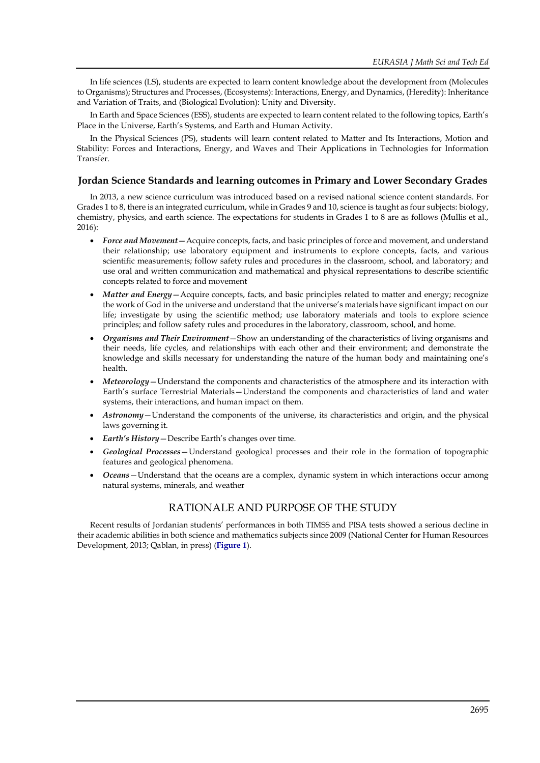In life sciences (LS), students are expected to learn content knowledge about the development from (Molecules to Organisms); Structures and Processes, (Ecosystems): Interactions, Energy, and Dynamics, (Heredity): Inheritance and Variation of Traits, and (Biological Evolution): Unity and Diversity.

In Earth and Space Sciences (ESS), students are expected to learn content related to the following topics, Earth's Place in the Universe, Earth's Systems, and Earth and Human Activity.

In the Physical Sciences (PS), students will learn content related to Matter and Its Interactions, Motion and Stability: Forces and Interactions, Energy, and Waves and Their Applications in Technologies for Information Transfer.

### Jordan Science Standards and learning outcomes in Primary and Lower Secondary Grades

In 2013, a new science curriculum was introduced based on a revised national science content standards. For Grades 1 to 8, there is an integrated curriculum, while in Grades 9 and 10, science is taught as four subjects: biology, chemistry, physics, and earth science. The expectations for students in Grades 1 to 8 are as follows (Mullis et al., 2016):

- ***Force and Movement***—Acquire concepts, facts, and basic principles of force and movement, and understand their relationship; use laboratory equipment and instruments to explore concepts, facts, and various scientific measurements; follow safety rules and procedures in the classroom, school, and laboratory; and use oral and written communication and mathematical and physical representations to describe scientific concepts related to force and movement
- ***Matter and Energy***—Acquire concepts, facts, and basic principles related to matter and energy; recognize the work of God in the universe and understand that the universe's materials have significant impact on our life; investigate by using the scientific method; use laboratory materials and tools to explore science principles; and follow safety rules and procedures in the laboratory, classroom, school, and home.
- ***Organisms and Their Environment***—Show an understanding of the characteristics of living organisms and their needs, life cycles, and relationships with each other and their environment; and demonstrate the knowledge and skills necessary for understanding the nature of the human body and maintaining one's health.
- ***Meteorology***—Understand the components and characteristics of the atmosphere and its interaction with Earth's surface Terrestrial Materials—Understand the components and characteristics of land and water systems, their interactions, and human impact on them.
- ***Astronomy***—Understand the components of the universe, its characteristics and origin, and the physical laws governing it.
- ***Earth's History***—Describe Earth's changes over time.
- ***Geological Processes***—Understand geological processes and their role in the formation of topographic features and geological phenomena.
- ***Oceans***—Understand that the oceans are a complex, dynamic system in which interactions occur among natural systems, minerals, and weather

## RATIONALE AND PURPOSE OF THE STUDY

Recent results of Jordanian students' performances in both TIMSS and PISA tests showed a serious decline in their academic abilities in both science and mathematics subjects since 2009 (National Center for Human Resources Development, 2013; Qablan, in press) (**Figure 1**).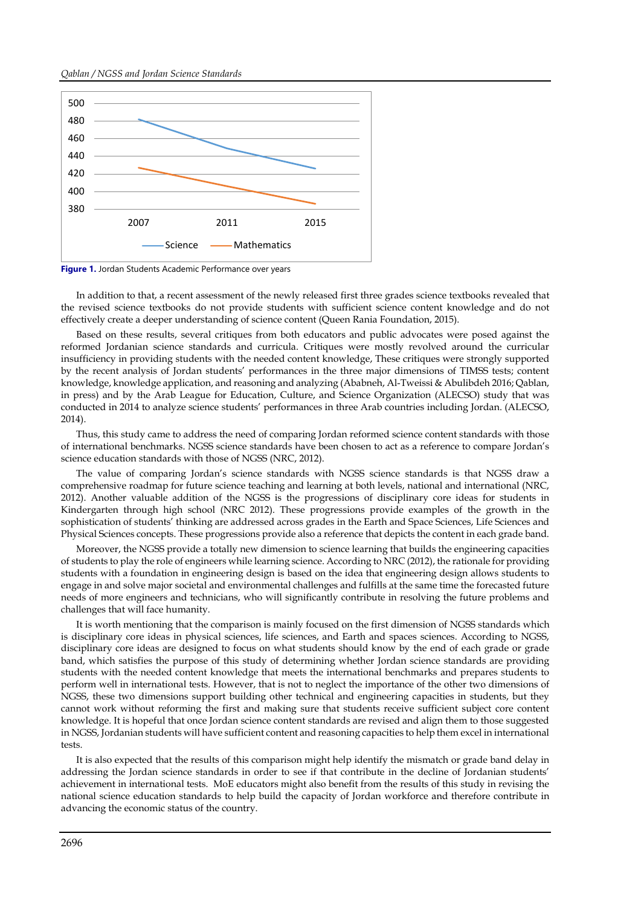500
480
460
440
420
400
380

2007
2011
2015

Science
Mathematics

**Figure 1.** Jordan Students Academic Performance over years

In addition to that, a recent assessment of the newly released first three grades science textbooks revealed that the revised science textbooks do not provide students with sufficient science content knowledge and do not effectively create a deeper understanding of science content (Queen Rania Foundation, 2015).

Based on these results, several critiques from both educators and public advocates were posed against the reformed Jordanian science standards and curricula. Critiques were mostly revolved around the curricular insufficiency in providing students with the needed content knowledge, These critiques were strongly supported by the recent analysis of Jordan students' performances in the three major dimensions of TIMSS tests; content knowledge, knowledge application, and reasoning and analyzing (Ababneh, Al-Tweissi & Abulibdeh 2016; Qablan, in press) and by the Arab League for Education, Culture, and Science Organization (ALECSO) study that was conducted in 2014 to analyze science students' performances in three Arab countries including Jordan. (ALECSO, 2014).

Thus, this study came to address the need of comparing Jordan reformed science content standards with those of international benchmarks. NGSS science standards have been chosen to act as a reference to compare Jordan's science education standards with those of NGSS (NRC, 2012).

The value of comparing Jordan's science standards with NGSS science standards is that NGSS draw a comprehensive roadmap for future science teaching and learning at both levels, national and international (NRC, 2012). Another valuable addition of the NGSS is the progressions of disciplinary core ideas for students in Kindergarten through high school (NRC 2012). These progressions provide examples of the growth in the sophistication of students' thinking are addressed across grades in the Earth and Space Sciences, Life Sciences and Physical Sciences concepts. These progressions provide also a reference that depicts the content in each grade band.

Moreover, the NGSS provide a totally new dimension to science learning that builds the engineering capacities of students to play the role of engineers while learning science. According to NRC (2012), the rationale for providing students with a foundation in engineering design is based on the idea that engineering design allows students to engage in and solve major societal and environmental challenges and fulfills at the same time the forecasted future needs of more engineers and technicians, who will significantly contribute in resolving the future problems and challenges that will face humanity.

It is worth mentioning that the comparison is mainly focused on the first dimension of NGSS standards which is disciplinary core ideas in physical sciences, life sciences, and Earth and spaces sciences. According to NGSS, disciplinary core ideas are designed to focus on what students should know by the end of each grade or grade band, which satisfies the purpose of this study of determining whether Jordan science standards are providing students with the needed content knowledge that meets the international benchmarks and prepares students to perform well in international tests. However, that is not to neglect the importance of the other two dimensions of NGSS, these two dimensions support building other technical and engineering capacities in students, but they cannot work without reforming the first and making sure that students receive sufficient subject core content knowledge. It is hopeful that once Jordan science content standards are revised and align them to those suggested in NGSS, Jordanian students will have sufficient content and reasoning capacities to help them excel in international tests.

It is also expected that the results of this comparison might help identify the mismatch or grade band delay in addressing the Jordan science standards in order to see if that contribute in the decline of Jordanian students' achievement in international tests. MoE educators might also benefit from the results of this study in revising the national science education standards to help build the capacity of Jordan workforce and therefore contribute in advancing the economic status of the country.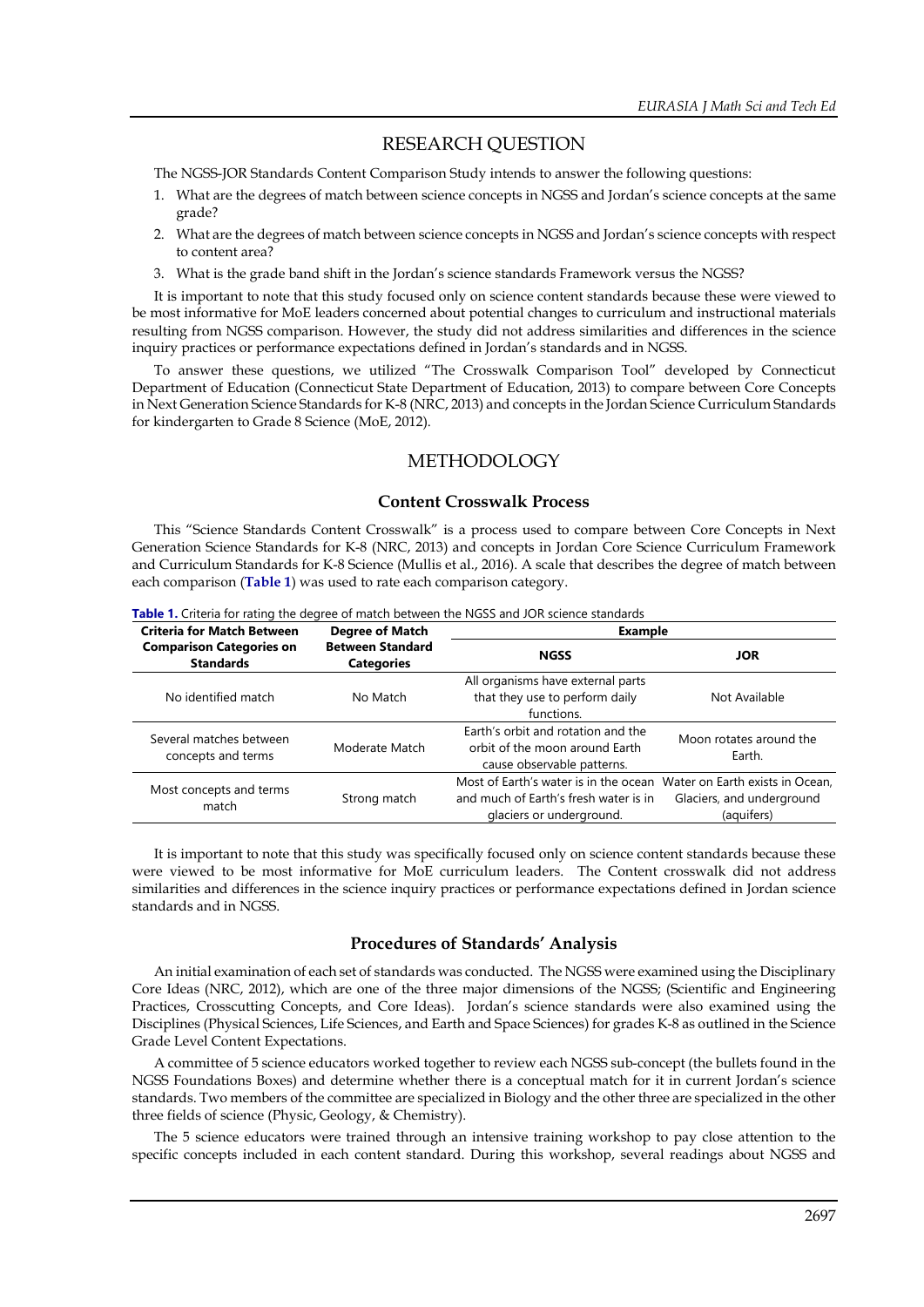## RESEARCH QUESTION

The NGSS-JOR Standards Content Comparison Study intends to answer the following questions:

1. What are the degrees of match between science concepts in NGSS and Jordan's science concepts at the same grade?
2. What are the degrees of match between science concepts in NGSS and Jordan's science concepts with respect to content area?
3. What is the grade band shift in the Jordan's science standards Framework versus the NGSS?

It is important to note that this study focused only on science content standards because these were viewed to be most informative for MoE leaders concerned about potential changes to curriculum and instructional materials resulting from NGSS comparison. However, the study did not address similarities and differences in the science inquiry practices or performance expectations defined in Jordan's standards and in NGSS.

To answer these questions, we utilized "The Crosswalk Comparison Tool" developed by Connecticut Department of Education (Connecticut State Department of Education, 2013) to compare between Core Concepts in Next Generation Science Standards for K-8 (NRC, 2013) and concepts in the Jordan Science Curriculum Standards for kindergarten to Grade 8 Science (MoE, 2012).

## METHODOLOGY

### Content Crosswalk Process

This "Science Standards Content Crosswalk" is a process used to compare between Core Concepts in Next Generation Science Standards for K-8 (NRC, 2013) and concepts in Jordan Core Science Curriculum Framework and Curriculum Standards for K-8 Science (Mullis et al., 2016). A scale that describes the degree of match between each comparison (**Table 1**) was used to rate each comparison category.

**Table 1.** Criteria for rating the degree of match between the NGSS and JOR science standards

| Criteria for Match Between Comparison Categories on Standards | Degree of Match Between Standard Categories | Example | |
|---|---|---|---|
| | | NGSS | JOR |
| No identified match | No Match | All organisms have external parts that they use to perform daily functions. | Not Available |
| Several matches between concepts and terms | Moderate Match | Earth's orbit and rotation and the orbit of the moon around Earth cause observable patterns. | Moon rotates around the Earth. |
| Most concepts and terms match | Strong match | Most of Earth's water is in the ocean and much of Earth's fresh water is in glaciers or underground. | Water on Earth exists in Ocean, Glaciers, and underground (aquifers) |

It is important to note that this study was specifically focused only on science content standards because these were viewed to be most informative for MoE curriculum leaders. The Content crosswalk did not address similarities and differences in the science inquiry practices or performance expectations defined in Jordan science standards and in NGSS.

### Procedures of Standards' Analysis

An initial examination of each set of standards was conducted. The NGSS were examined using the Disciplinary Core Ideas (NRC, 2012), which are one of the three major dimensions of the NGSS; (Scientific and Engineering Practices, Crosscutting Concepts, and Core Ideas). Jordan's science standards were also examined using the Disciplines (Physical Sciences, Life Sciences, and Earth and Space Sciences) for grades K-8 as outlined in the Science Grade Level Content Expectations.

A committee of 5 science educators worked together to review each NGSS sub-concept (the bullets found in the NGSS Foundations Boxes) and determine whether there is a conceptual match for it in current Jordan's science standards. Two members of the committee are specialized in Biology and the other three are specialized in the other three fields of science (Physic, Geology, & Chemistry).

The 5 science educators were trained through an intensive training workshop to pay close attention to the specific concepts included in each content standard. During this workshop, several readings about NGSS and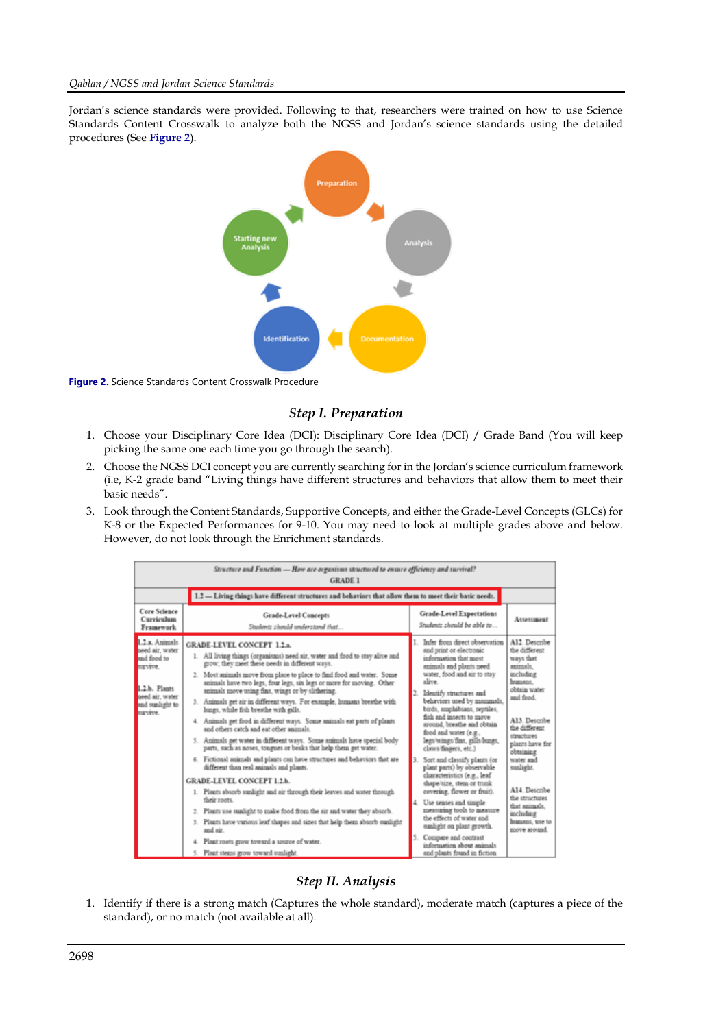Jordan's science standards were provided. Following to that, researchers were trained on how to use Science Standards Content Crosswalk to analyze both the NGSS and Jordan's science standards using the detailed procedures (See **Figure 2**).

**Figure 2.** Science Standards Content Crosswalk Procedure

### *Step I. Preparation*

1. Choose your Disciplinary Core Idea (DCI): Disciplinary Core Idea (DCI) / Grade Band (You will keep picking the same one each time you go through the search).
2. Choose the NGSS DCI concept you are currently searching for in the Jordan's science curriculum framework (i.e, K-2 grade band "Living things have different structures and behaviors that allow them to meet their basic needs".
3. Look through the Content Standards, Supportive Concepts, and either the Grade-Level Concepts (GLCs) for K-8 or the Expected Performances for 9-10. You may need to look at multiple grades above and below. However, do not look through the Enrichment standards.

| *Structure and Function — How are organisms structured to ensure efficiency and survival?* GRADE 1 | | | |
|---|---|---|---|
| 1.2 — Living things have different structures and behaviors that allow them to meet their basic needs. | | | |
| Core Science Curriculum Framework | Grade-Level Concepts *Students should understand that…* | Grade-Level Expectations *Students should be able to…* | Assessment |
| 1.2.a. Animals need air, water and food to survive. 1.2.b. Plants need air, water and sunlight to survive. | GRADE-LEVEL CONCEPT 1.2.a. 1. All living things (organisms) need air, water and food to stay alive and grow; they meet these needs in different ways. 2. Most animals move from place to place to find food and water. Some animals have two legs, four legs, six legs or more for moving. Other animals move using fins, wings or by slithering. 3. Animals get air in different ways. For example, humans breathe with lungs, while fish breathe with gills. 4. Animals get food in different ways. Some animals eat parts of plants and others catch and eat other animals. 5. Animals get water in different ways. Some animals have special body parts, such as noses, tongues or beaks that help them get water. 6. Fictional animals and plants can have structures and behaviors that are different than real animals and plants. GRADE-LEVEL CONCEPT 1.2.b. 1. Plants absorb sunlight and air through their leaves and water through their roots. 2. Plants use sunlight to make food from the air and water they absorb. 3. Plants have various leaf shapes and sizes that help them absorb sunlight and air. 4. Plant roots grow toward a source of water. 5. Plant stems grow toward sunlight. | 1. Infer from direct observation and print or electronic information that most animals and plants need water, food and air to stay alive. 2. Identify structures and behaviors used by mammals, birds, amphibians, reptiles, fish and insects to move around, breathe and obtain food and water (e.g., legs/wings/fins, gills/lungs, claws/fingers, etc.) 3. Sort and classify plants (or plant parts) by observable characteristics (e.g., leaf shape/size, stem or trunk covering, flower or fruit). 4. Use senses and simple measuring tools to measure the effects of water and sunlight on plant growth. 5. Compare and contrast information about animals and plants found in fiction | A12. Describe the different ways that animals, including humans, obtain water and food. A13. Describe the different structures plants have for obtaining water and sunlight. A14. Describe the structures that animals, including humans, use to move around. |

### *Step II. Analysis*

1. Identify if there is a strong match (Captures the whole standard), moderate match (captures a piece of the standard), or no match (not available at all).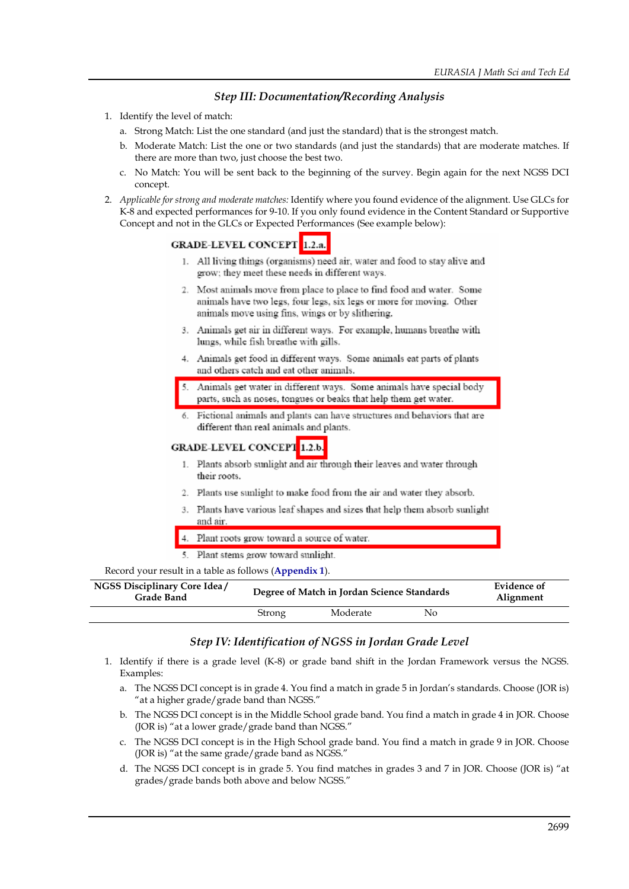### *Step III: Documentation/Recording Analysis*

1. Identify the level of match:
   a. Strong Match: List the one standard (and just the standard) that is the strongest match.
   b. Moderate Match: List the one or two standards (and just the standards) that are moderate matches. If there are more than two, just choose the best two.
   c. No Match: You will be sent back to the beginning of the survey. Begin again for the next NGSS DCI concept.
2. *Applicable for strong and moderate matches:* Identify where you found evidence of the alignment. Use GLCs for K-8 and expected performances for 9-10. If you only found evidence in the Content Standard or Supportive Concept and not in the GLCs or Expected Performances (See example below):

**GRADE-LEVEL CONCEPT 1.2.a.**

1. All living things (organisms) need air, water and food to stay alive and grow; they meet these needs in different ways.
2. Most animals move from place to place to find food and water. Some animals have two legs, four legs, six legs or more for moving. Other animals move using fins, wings or by slithering.
3. Animals get air in different ways. For example, humans breathe with lungs, while fish breathe with gills.
4. Animals get food in different ways. Some animals eat parts of plants and others catch and eat other animals.
5. Animals get water in different ways. Some animals have special body parts, such as noses, tongues or beaks that help them get water.
6. Fictional animals and plants can have structures and behaviors that are different than real animals and plants.

**GRADE-LEVEL CONCEPT 1.2.b.**

1. Plants absorb sunlight and air through their leaves and water through their roots.
2. Plants use sunlight to make food from the air and water they absorb.
3. Plants have various leaf shapes and sizes that help them absorb sunlight and air.
4. Plant roots grow toward a source of water.
5. Plant stems grow toward sunlight.

Record your result in a table as follows (**Appendix 1**).

| NGSS Disciplinary Core Idea / Grade Band | Degree of Match in Jordan Science Standards | | | Evidence of Alignment |
|---|---|---|---|---|
| | Strong | Moderate | No | |

### *Step IV: Identification of NGSS in Jordan Grade Level*

1. Identify if there is a grade level (K-8) or grade band shift in the Jordan Framework versus the NGSS. Examples:
   a. The NGSS DCI concept is in grade 4. You find a match in grade 5 in Jordan's standards. Choose (JOR is) "at a higher grade/grade band than NGSS."
   b. The NGSS DCI concept is in the Middle School grade band. You find a match in grade 4 in JOR. Choose (JOR is) "at a lower grade/grade band than NGSS."
   c. The NGSS DCI concept is in the High School grade band. You find a match in grade 9 in JOR. Choose (JOR is) "at the same grade/grade band as NGSS."
   d. The NGSS DCI concept is in grade 5. You find matches in grades 3 and 7 in JOR. Choose (JOR is) "at grades/grade bands both above and below NGSS."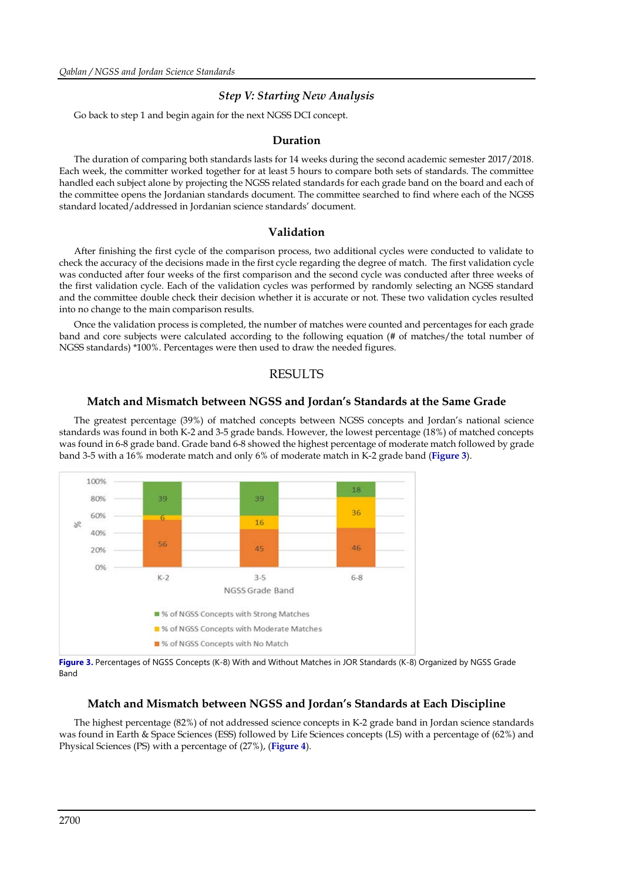### *Step V: Starting New Analysis*

Go back to step 1 and begin again for the next NGSS DCI concept.

### Duration

The duration of comparing both standards lasts for 14 weeks during the second academic semester 2017/2018. Each week, the committer worked together for at least 5 hours to compare both sets of standards. The committee handled each subject alone by projecting the NGSS related standards for each grade band on the board and each of the committee opens the Jordanian standards document. The committee searched to find where each of the NGSS standard located/addressed in Jordanian science standards' document.

### Validation

After finishing the first cycle of the comparison process, two additional cycles were conducted to validate to check the accuracy of the decisions made in the first cycle regarding the degree of match. The first validation cycle was conducted after four weeks of the first comparison and the second cycle was conducted after three weeks of the first validation cycle. Each of the validation cycles was performed by randomly selecting an NGSS standard and the committee double check their decision whether it is accurate or not. These two validation cycles resulted into no change to the main comparison results.

Once the validation process is completed, the number of matches were counted and percentages for each grade band and core subjects were calculated according to the following equation (# of matches/the total number of NGSS standards) *100%. Percentages were then used to draw the needed figures.

## RESULTS

### Match and Mismatch between NGSS and Jordan's Standards at the Same Grade

The greatest percentage (39%) of matched concepts between NGSS concepts and Jordan's national science standards was found in both K-2 and 3-5 grade bands. However, the lowest percentage (18%) of matched concepts was found in 6-8 grade band. Grade band 6-8 showed the highest percentage of moderate match followed by grade band 3-5 with a 16% moderate match and only 6% of moderate match in K-2 grade band (**Figure 3**).

| NGSS Grade Band | % of NGSS Concepts with Strong Matches | % of NGSS Concepts with Moderate Matches | % of NGSS Concepts with No Match |
|---|---|---|---|
| K-2 | 39 | 6 | 56 |
| 3-5 | 39 | 16 | 45 |
| 6-8 | 18 | 36 | 46 |

**Figure 3.** Percentages of NGSS Concepts (K-8) With and Without Matches in JOR Standards (K-8) Organized by NGSS Grade Band

### Match and Mismatch between NGSS and Jordan's Standards at Each Discipline

The highest percentage (82%) of not addressed science concepts in K-2 grade band in Jordan science standards was found in Earth & Space Sciences (ESS) followed by Life Sciences concepts (LS) with a percentage of (62%) and Physical Sciences (PS) with a percentage of (27%), (**Figure 4**).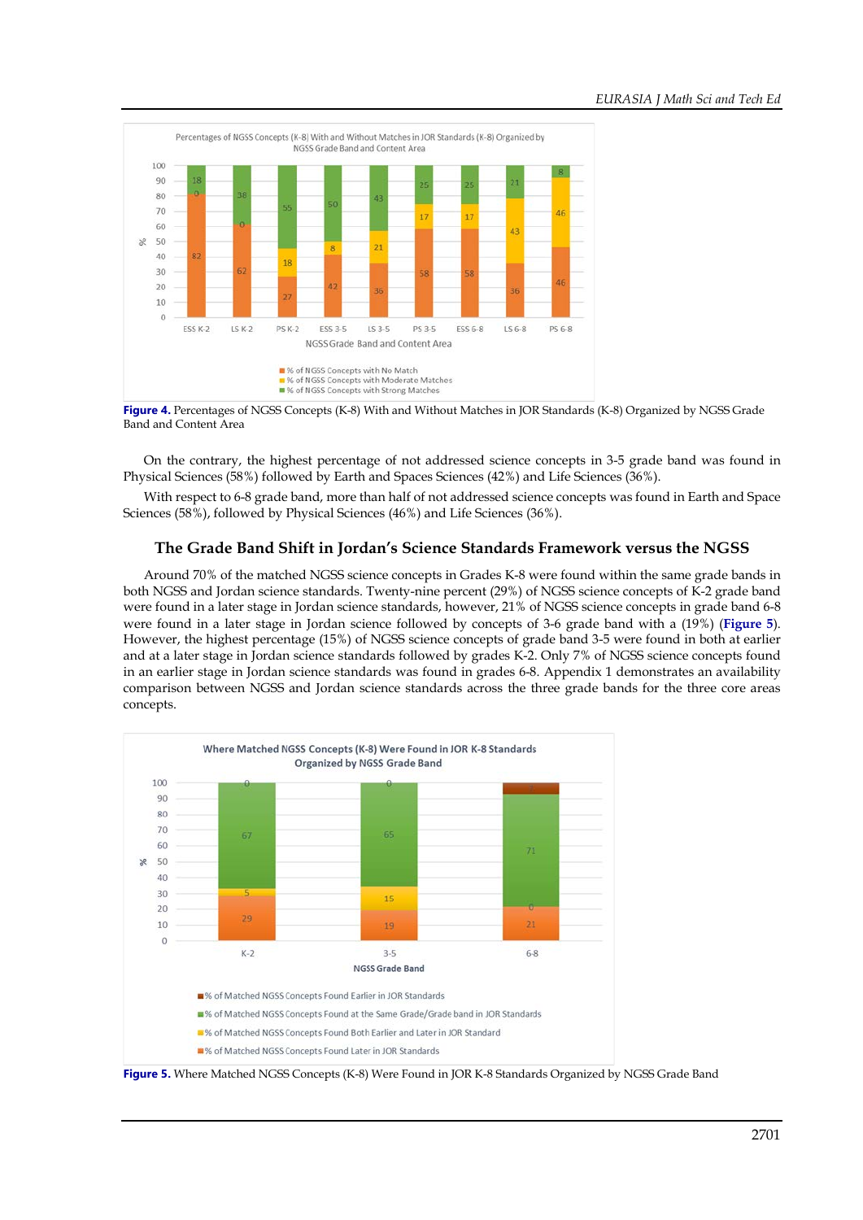Figure 4. Percentages of NGSS Concepts (K-8) With and Without Matches in JOR Standards (K-8) Organized by NGSS Grade Band and Content Area

On the contrary, the highest percentage of not addressed science concepts in 3-5 grade band was found in Physical Sciences (58%) followed by Earth and Spaces Sciences (42%) and Life Sciences (36%).

With respect to 6-8 grade band, more than half of not addressed science concepts was found in Earth and Space Sciences (58%), followed by Physical Sciences (46%) and Life Sciences (36%).

## The Grade Band Shift in Jordan's Science Standards Framework versus the NGSS

Around 70% of the matched NGSS science concepts in Grades K-8 were found within the same grade bands in both NGSS and Jordan science standards. Twenty-nine percent (29%) of NGSS science concepts of K-2 grade band were found in a later stage in Jordan science standards, however, 21% of NGSS science concepts in grade band 6-8 were found in a later stage in Jordan science followed by concepts of 3-6 grade band with a (19%) (Figure 5). However, the highest percentage (15%) of NGSS science concepts of grade band 3-5 were found in both at earlier and at a later stage in Jordan science standards followed by grades K-2. Only 7% of NGSS science concepts found in an earlier stage in Jordan science standards was found in grades 6-8. Appendix 1 demonstrates an availability comparison between NGSS and Jordan science standards across the three grade bands for the three core areas concepts.

Figure 5. Where Matched NGSS Concepts (K-8) Were Found in JOR K-8 Standards Organized by NGSS Grade Band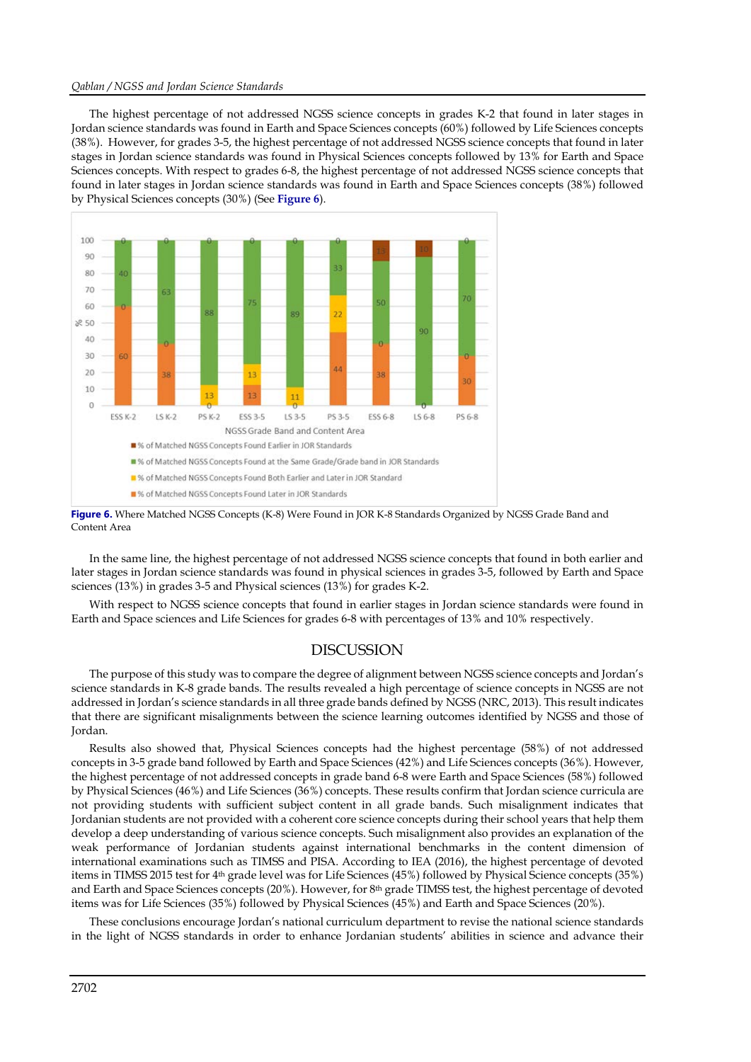The highest percentage of not addressed NGSS science concepts in grades K-2 that found in later stages in Jordan science standards was found in Earth and Space Sciences concepts (60%) followed by Life Sciences concepts (38%). However, for grades 3-5, the highest percentage of not addressed NGSS science concepts that found in later stages in Jordan science standards was found in Physical Sciences concepts followed by 13% for Earth and Space Sciences concepts. With respect to grades 6-8, the highest percentage of not addressed NGSS science concepts that found in later stages in Jordan science standards was found in Earth and Space Sciences concepts (38%) followed by Physical Sciences concepts (30%) (See **Figure 6**).

**Figure 6.** Where Matched NGSS Concepts (K-8) Were Found in JOR K-8 Standards Organized by NGSS Grade Band and Content Area

In the same line, the highest percentage of not addressed NGSS science concepts that found in both earlier and later stages in Jordan science standards was found in physical sciences in grades 3-5, followed by Earth and Space sciences (13%) in grades 3-5 and Physical sciences (13%) for grades K-2.

With respect to NGSS science concepts that found in earlier stages in Jordan science standards were found in Earth and Space sciences and Life Sciences for grades 6-8 with percentages of 13% and 10% respectively.

## DISCUSSION

The purpose of this study was to compare the degree of alignment between NGSS science concepts and Jordan's science standards in K-8 grade bands. The results revealed a high percentage of science concepts in NGSS are not addressed in Jordan's science standards in all three grade bands defined by NGSS (NRC, 2013). This result indicates that there are significant misalignments between the science learning outcomes identified by NGSS and those of Jordan.

Results also showed that, Physical Sciences concepts had the highest percentage (58%) of not addressed concepts in 3-5 grade band followed by Earth and Space Sciences (42%) and Life Sciences concepts (36%). However, the highest percentage of not addressed concepts in grade band 6-8 were Earth and Space Sciences (58%) followed by Physical Sciences (46%) and Life Sciences (36%) concepts. These results confirm that Jordan science curricula are not providing students with sufficient subject content in all grade bands. Such misalignment indicates that Jordanian students are not provided with a coherent core science concepts during their school years that help them develop a deep understanding of various science concepts. Such misalignment also provides an explanation of the weak performance of Jordanian students against international benchmarks in the content dimension of international examinations such as TIMSS and PISA. According to IEA (2016), the highest percentage of devoted items in TIMSS 2015 test for 4th grade level was for Life Sciences (45%) followed by Physical Science concepts (35%) and Earth and Space Sciences concepts (20%). However, for 8th grade TIMSS test, the highest percentage of devoted items was for Life Sciences (35%) followed by Physical Sciences (45%) and Earth and Space Sciences (20%).

These conclusions encourage Jordan's national curriculum department to revise the national science standards in the light of NGSS standards in order to enhance Jordanian students' abilities in science and advance their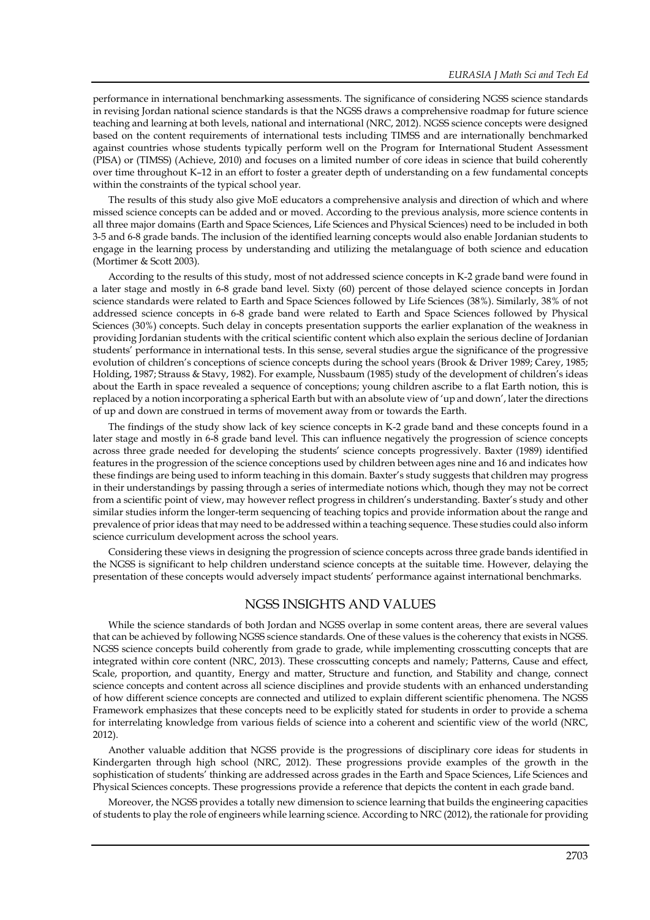performance in international benchmarking assessments. The significance of considering NGSS science standards in revising Jordan national science standards is that the NGSS draws a comprehensive roadmap for future science teaching and learning at both levels, national and international (NRC, 2012). NGSS science concepts were designed based on the content requirements of international tests including TIMSS and are internationally benchmarked against countries whose students typically perform well on the Program for International Student Assessment (PISA) or (TIMSS) (Achieve, 2010) and focuses on a limited number of core ideas in science that build coherently over time throughout K–12 in an effort to foster a greater depth of understanding on a few fundamental concepts within the constraints of the typical school year.

The results of this study also give MoE educators a comprehensive analysis and direction of which and where missed science concepts can be added and or moved. According to the previous analysis, more science contents in all three major domains (Earth and Space Sciences, Life Sciences and Physical Sciences) need to be included in both 3-5 and 6-8 grade bands. The inclusion of the identified learning concepts would also enable Jordanian students to engage in the learning process by understanding and utilizing the metalanguage of both science and education (Mortimer & Scott 2003).

According to the results of this study, most of not addressed science concepts in K-2 grade band were found in a later stage and mostly in 6-8 grade band level. Sixty (60) percent of those delayed science concepts in Jordan science standards were related to Earth and Space Sciences followed by Life Sciences (38%). Similarly, 38% of not addressed science concepts in 6-8 grade band were related to Earth and Space Sciences followed by Physical Sciences (30%) concepts. Such delay in concepts presentation supports the earlier explanation of the weakness in providing Jordanian students with the critical scientific content which also explain the serious decline of Jordanian students' performance in international tests. In this sense, several studies argue the significance of the progressive evolution of children's conceptions of science concepts during the school years (Brook & Driver 1989; Carey, 1985; Holding, 1987; Strauss & Stavy, 1982). For example, Nussbaum (1985) study of the development of children's ideas about the Earth in space revealed a sequence of conceptions; young children ascribe to a flat Earth notion, this is replaced by a notion incorporating a spherical Earth but with an absolute view of 'up and down', later the directions of up and down are construed in terms of movement away from or towards the Earth.

The findings of the study show lack of key science concepts in K-2 grade band and these concepts found in a later stage and mostly in 6-8 grade band level. This can influence negatively the progression of science concepts across three grade needed for developing the students' science concepts progressively. Baxter (1989) identified features in the progression of the science conceptions used by children between ages nine and 16 and indicates how these findings are being used to inform teaching in this domain. Baxter's study suggests that children may progress in their understandings by passing through a series of intermediate notions which, though they may not be correct from a scientific point of view, may however reflect progress in children's understanding. Baxter's study and other similar studies inform the longer-term sequencing of teaching topics and provide information about the range and prevalence of prior ideas that may need to be addressed within a teaching sequence. These studies could also inform science curriculum development across the school years.

Considering these views in designing the progression of science concepts across three grade bands identified in the NGSS is significant to help children understand science concepts at the suitable time. However, delaying the presentation of these concepts would adversely impact students' performance against international benchmarks.

## NGSS INSIGHTS AND VALUES

While the science standards of both Jordan and NGSS overlap in some content areas, there are several values that can be achieved by following NGSS science standards. One of these values is the coherency that exists in NGSS. NGSS science concepts build coherently from grade to grade, while implementing crosscutting concepts that are integrated within core content (NRC, 2013). These crosscutting concepts and namely; Patterns, Cause and effect, Scale, proportion, and quantity, Energy and matter, Structure and function, and Stability and change, connect science concepts and content across all science disciplines and provide students with an enhanced understanding of how different science concepts are connected and utilized to explain different scientific phenomena. The NGSS Framework emphasizes that these concepts need to be explicitly stated for students in order to provide a schema for interrelating knowledge from various fields of science into a coherent and scientific view of the world (NRC, 2012).

Another valuable addition that NGSS provide is the progressions of disciplinary core ideas for students in Kindergarten through high school (NRC, 2012). These progressions provide examples of the growth in the sophistication of students' thinking are addressed across grades in the Earth and Space Sciences, Life Sciences and Physical Sciences concepts. These progressions provide a reference that depicts the content in each grade band.

Moreover, the NGSS provides a totally new dimension to science learning that builds the engineering capacities of students to play the role of engineers while learning science. According to NRC (2012), the rationale for providing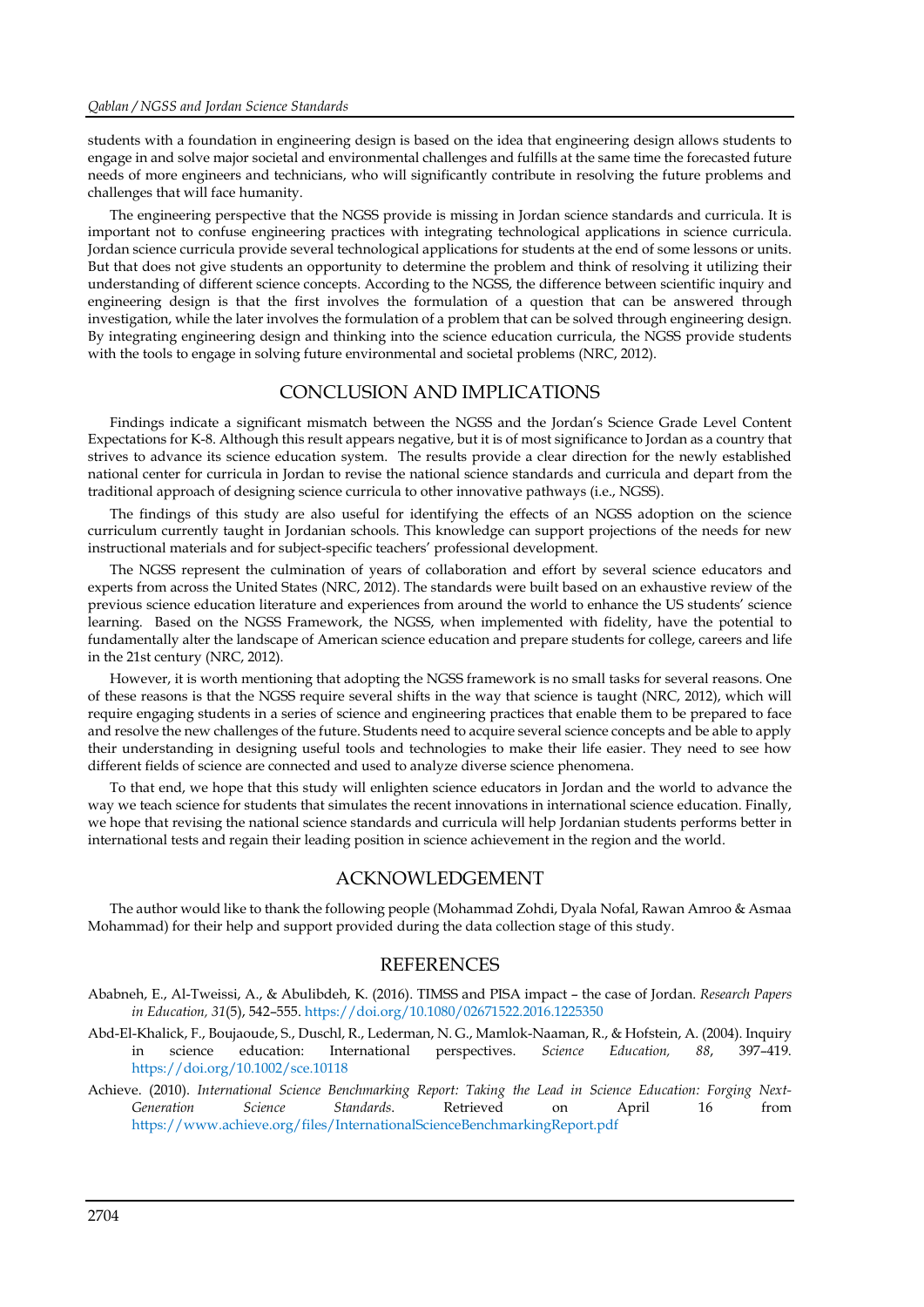students with a foundation in engineering design is based on the idea that engineering design allows students to engage in and solve major societal and environmental challenges and fulfills at the same time the forecasted future needs of more engineers and technicians, who will significantly contribute in resolving the future problems and challenges that will face humanity.

The engineering perspective that the NGSS provide is missing in Jordan science standards and curricula. It is important not to confuse engineering practices with integrating technological applications in science curricula. Jordan science curricula provide several technological applications for students at the end of some lessons or units. But that does not give students an opportunity to determine the problem and think of resolving it utilizing their understanding of different science concepts. According to the NGSS, the difference between scientific inquiry and engineering design is that the first involves the formulation of a question that can be answered through investigation, while the later involves the formulation of a problem that can be solved through engineering design. By integrating engineering design and thinking into the science education curricula, the NGSS provide students with the tools to engage in solving future environmental and societal problems (NRC, 2012).

## CONCLUSION AND IMPLICATIONS

Findings indicate a significant mismatch between the NGSS and the Jordan's Science Grade Level Content Expectations for K-8. Although this result appears negative, but it is of most significance to Jordan as a country that strives to advance its science education system. The results provide a clear direction for the newly established national center for curricula in Jordan to revise the national science standards and curricula and depart from the traditional approach of designing science curricula to other innovative pathways (i.e., NGSS).

The findings of this study are also useful for identifying the effects of an NGSS adoption on the science curriculum currently taught in Jordanian schools. This knowledge can support projections of the needs for new instructional materials and for subject-specific teachers' professional development.

The NGSS represent the culmination of years of collaboration and effort by several science educators and experts from across the United States (NRC, 2012). The standards were built based on an exhaustive review of the previous science education literature and experiences from around the world to enhance the US students' science learning. Based on the NGSS Framework, the NGSS, when implemented with fidelity, have the potential to fundamentally alter the landscape of American science education and prepare students for college, careers and life in the 21st century (NRC, 2012).

However, it is worth mentioning that adopting the NGSS framework is no small tasks for several reasons. One of these reasons is that the NGSS require several shifts in the way that science is taught (NRC, 2012), which will require engaging students in a series of science and engineering practices that enable them to be prepared to face and resolve the new challenges of the future. Students need to acquire several science concepts and be able to apply their understanding in designing useful tools and technologies to make their life easier. They need to see how different fields of science are connected and used to analyze diverse science phenomena.

To that end, we hope that this study will enlighten science educators in Jordan and the world to advance the way we teach science for students that simulates the recent innovations in international science education. Finally, we hope that revising the national science standards and curricula will help Jordanian students performs better in international tests and regain their leading position in science achievement in the region and the world.

## ACKNOWLEDGEMENT

The author would like to thank the following people (Mohammad Zohdi, Dyala Nofal, Rawan Amroo & Asmaa Mohammad) for their help and support provided during the data collection stage of this study.

## REFERENCES

Ababneh, E., Al-Tweissi, A., & Abulibdeh, K. (2016). TIMSS and PISA impact – the case of Jordan. *Research Papers in Education, 31*(5), 542–555. https://doi.org/10.1080/02671522.2016.1225350

Abd-El-Khalick, F., Boujaoude, S., Duschl, R., Lederman, N. G., Mamlok-Naaman, R., & Hofstein, A. (2004). Inquiry in science education: International perspectives. *Science Education, 88*, 397–419. https://doi.org/10.1002/sce.10118

Achieve. (2010). *International Science Benchmarking Report: Taking the Lead in Science Education: Forging Next-Generation Science Standards.* Retrieved on April 16 from https://www.achieve.org/files/InternationalScienceBenchmarkingReport.pdf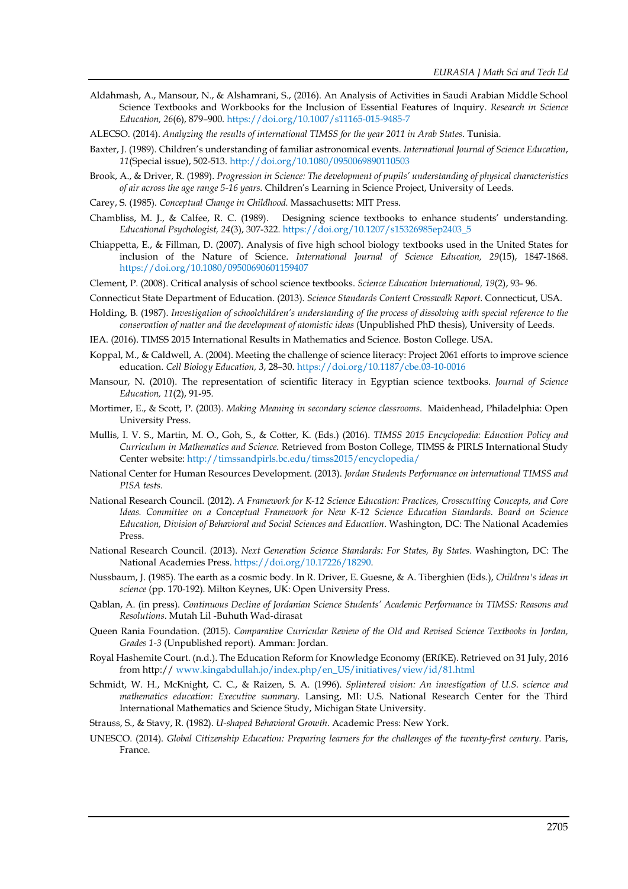Aldahmash, A., Mansour, N., & Alshamrani, S., (2016). An Analysis of Activities in Saudi Arabian Middle School Science Textbooks and Workbooks for the Inclusion of Essential Features of Inquiry. *Research in Science Education, 26*(6), 879–900. https://doi.org/10.1007/s11165-015-9485-7

ALECSO. (2014). *Analyzing the results of international TIMSS for the year 2011 in Arab States*. Tunisia.

Baxter, J. (1989). Children's understanding of familiar astronomical events. *International Journal of Science Education*, *11*(Special issue), 502-513. http://doi.org/10.1080/0950069890110503

Brook, A., & Driver, R. (1989). *Progression in Science: The development of pupils' understanding of physical characteristics of air across the age range 5-16 years.* Children's Learning in Science Project, University of Leeds.

Carey, S. (1985). *Conceptual Change in Childhood.* Massachusetts: MIT Press.

Chambliss, M. J., & Calfee, R. C. (1989). Designing science textbooks to enhance students' understanding. *Educational Psychologist, 24*(3), 307-322. https://doi.org/10.1207/s15326985ep2403_5

Chiappetta, E., & Fillman, D. (2007). Analysis of five high school biology textbooks used in the United States for inclusion of the Nature of Science. *International Journal of Science Education, 29*(15), 1847-1868. https://doi.org/10.1080/09500690601159407

Clement, P. (2008). Critical analysis of school science textbooks. *Science Education International, 19*(2), 93- 96.

Connecticut State Department of Education. (2013). *Science Standards Content Crosswalk Report*. Connecticut, USA.

Holding, B. (1987). *Investigation of schoolchildren's understanding of the process of dissolving with special reference to the conservation of matter and the development of atomistic ideas* (Unpublished PhD thesis), University of Leeds.

IEA. (2016). TIMSS 2015 International Results in Mathematics and Science. Boston College. USA.

Koppal, M., & Caldwell, A. (2004). Meeting the challenge of science literacy: Project 2061 efforts to improve science education. *Cell Biology Education, 3*, 28–30. https://doi.org/10.1187/cbe.03-10-0016

Mansour, N. (2010). The representation of scientific literacy in Egyptian science textbooks. *Journal of Science Education, 11*(2), 91-95.

Mortimer, E., & Scott, P. (2003). *Making Meaning in secondary science classrooms*. Maidenhead, Philadelphia: Open University Press.

Mullis, I. V. S., Martin, M. O., Goh, S., & Cotter, K. (Eds.) (2016). *TIMSS 2015 Encyclopedia: Education Policy and Curriculum in Mathematics and Science.* Retrieved from Boston College, TIMSS & PIRLS International Study Center website: http://timssandpirls.bc.edu/timss2015/encyclopedia/

National Center for Human Resources Development. (2013). *Jordan Students Performance on international TIMSS and PISA tests*.

National Research Council. (2012). *A Framework for K-12 Science Education: Practices, Crosscutting Concepts, and Core Ideas. Committee on a Conceptual Framework for New K-12 Science Education Standards. Board on Science Education, Division of Behavioral and Social Sciences and Education*. Washington, DC: The National Academies Press.

National Research Council. (2013). *Next Generation Science Standards: For States, By States*. Washington, DC: The National Academies Press. https://doi.org/10.17226/18290.

Nussbaum, J. (1985). The earth as a cosmic body. In R. Driver, E. Guesne, & A. Tiberghien (Eds.), *Children's ideas in science* (pp. 170-192). Milton Keynes, UK: Open University Press.

Qablan, A. (in press). *Continuous Decline of Jordanian Science Students' Academic Performance in TIMSS: Reasons and Resolutions*. Mutah Lil -Buhuth Wad-dirasat

Queen Rania Foundation. (2015). *Comparative Curricular Review of the Old and Revised Science Textbooks in Jordan, Grades 1-3* (Unpublished report). Amman: Jordan.

Royal Hashemite Court. (n.d.). The Education Reform for Knowledge Economy (ERfKE). Retrieved on 31 July, 2016 from http:// www.kingabdullah.jo/index.php/en_US/initiatives/view/id/81.html

Schmidt, W. H., McKnight, C. C., & Raizen, S. A. (1996). *Splintered vision: An investigation of U.S. science and mathematics education: Executive summary*. Lansing, MI: U.S. National Research Center for the Third International Mathematics and Science Study, Michigan State University.

Strauss, S., & Stavy, R. (1982). *U-shaped Behavioral Growth.* Academic Press: New York.

UNESCO. (2014). *Global Citizenship Education: Preparing learners for the challenges of the twenty-first century*. Paris, France.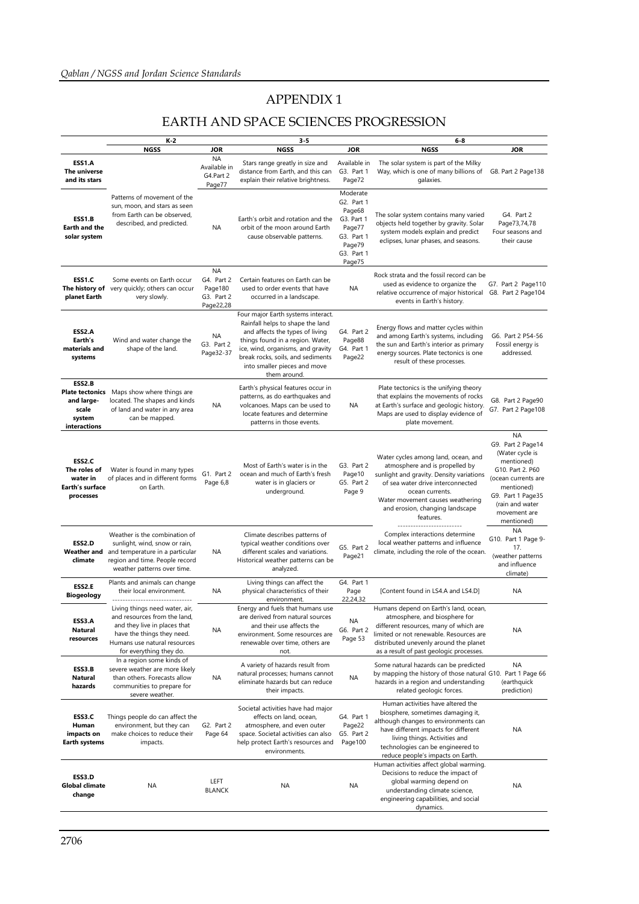# APPENDIX 1

## EARTH AND SPACE SCIENCES PROGRESSION

| | K-2 | | 3-5 | | 6-8 | |
|---|---|---|---|---|---|---|
| | NGSS | JOR | NGSS | JOR | NGSS | JOR |
| **ESS1.A The universe and its stars** | | NA Available in G4.Part 2 Page77 | Stars range greatly in size and distance from Earth, and this can explain their relative brightness. | Available in G3. Part 1 Page72 | The solar system is part of the Milky Way, which is one of many billions of galaxies. | G8. Part 2 Page138 |
| **ESS1.B Earth and the solar system** | Patterns of movement of the sun, moon, and stars as seen from Earth can be observed, described, and predicted. | NA | Earth's orbit and rotation and the orbit of the moon around Earth cause observable patterns. | Moderate G2. Part 1 Page68 G3. Part 1 Page77 Page79 G3. Part 1 Page75 | The solar system contains many varied objects held together by gravity. Solar system models explain and predict eclipses, lunar phases, and seasons. | G4. Part 2 Page73,74,78 Four seasons and their cause |
| **ESS1.C The history of planet Earth** | Some events on Earth occur very quickly; others can occur very slowly. | NA G4. Part 2 Page180 G3. Part 2 Page22,28 | Certain features on Earth can be used to order events that have occurred in a landscape. | NA | Rock strata and the fossil record can be used as evidence to organize the relative occurrence of major historical events in Earth's history. | G7. Part 2 Page110 G8. Part 2 Page104 |
| **ESS2.A Earth's materials and systems** | Wind and water change the shape of the land. | NA G3. Part 2 Page32-37 | Four major Earth systems interact. Rainfall helps to shape the land and affects the types of living things found in a region. Water, ice, wind, organisms, and gravity break rocks, soils, and sediments into smaller pieces and move them around. | G4. Part 2 Page88 G4. Part 1 Page22 | Energy flows and matter cycles within and among Earth's systems, including the sun and Earth's interior as primary energy sources. Plate tectonics is one result of these processes. | G6. Part 2 P54-56 Fossil energy is addressed. |
| **ESS2.B Plate tectonics and large-scale system interactions** | Maps show where things are located. The shapes and kinds of land and water in any area can be mapped. | NA | Earth's physical features occur in patterns, as do earthquakes and volcanoes. Maps can be used to locate features and determine patterns in those events. | NA | Plate tectonics is the unifying theory that explains the movements of rocks at Earth's surface and geologic history. Maps are used to display evidence of plate movement. | G8. Part 2 Page90 G7. Part 2 Page108 |
| **ESS2.C The roles of water in Earth's surface processes** | Water is found in many types of places and in different forms on Earth. | G1. Part 2 Page 6,8 | Most of Earth's water is in the ocean and much of Earth's fresh water is in glaciers or underground. | G3. Part 2 Page10 G5. Part 2 Page 9 | Water cycles among land, ocean, and atmosphere and is propelled by sunlight and gravity. Density variations of sea water drive interconnected ocean currents. Water movement causes weathering and erosion, changing landscape features. | NA G9. Part 2 Page14 (Water cycle is mentioned) G10. Part 2. P60 (ocean currents are mentioned) G9. Part 1 Page35 (rain and water movement are mentioned) |
| **ESS2.D Weather and climate** | Weather is the combination of sunlight, wind, snow or rain, and temperature in a particular region and time. People record weather patterns over time. | NA | Climate describes patterns of typical weather conditions over different scales and variations. Historical weather patterns can be analyzed. | G5. Part 2 Page21 | Complex interactions determine local weather patterns and influence climate, including the role of the ocean. | NA G10. Part 1 Page 9-17. (weather patterns and influence climate) |
| **ESS2.E Biogeology** | Plants and animals can change their local environment. | NA | Living things can affect the physical characteristics of their environment. | G4. Part 1 Page 22,24,32 | [Content found in LS4.A and LS4.D] | NA |
| **ESS3.A Natural resources** | Living things need water, air, and resources from the land, and they live in places that have the things they need. Humans use natural resources for everything they do. | NA | Energy and fuels that humans use are derived from natural sources and their use affects the environment. Some resources are renewable over time, others are not. | NA G6. Part 2 Page 53 | Humans depend on Earth's land, ocean, atmosphere, and biosphere for different resources, many of which are limited or not renewable. Resources are distributed unevenly around the planet as a result of past geologic processes. | NA |
| **ESS3.B Natural hazards** | In a region some kinds of severe weather are more likely than others. Forecasts allow communities to prepare for severe weather. | NA | A variety of hazards result from natural processes; humans cannot eliminate hazards but can reduce their impacts. | NA | Some natural hazards can be predicted by mapping the history of those natural hazards in a region and understanding related geologic forces. | NA G10. Part 1 Page 66 (earthquick prediction) |
| **ESS3.C Human impacts on Earth systems** | Things people do can affect the environment, but they can make choices to reduce their impacts. | G2. Part 2 Page 64 | Societal activities have had major effects on land, ocean, atmosphere, and even outer space. Societal activities can also help protect Earth's resources and environments. | G4. Part 1 Page22 G5. Part 2 Page100 | Human activities have altered the biosphere, sometimes damaging it, although changes to environments can have different impacts for different living things. Activities and technologies can be engineered to reduce people's impacts on Earth. | NA |
| **ESS3.D Global climate change** | NA | LEFT BLANCK | NA | NA | Human activities affect global warming. Decisions to reduce the impact of global warming depend on understanding climate science, engineering capabilities, and social dynamics. | NA |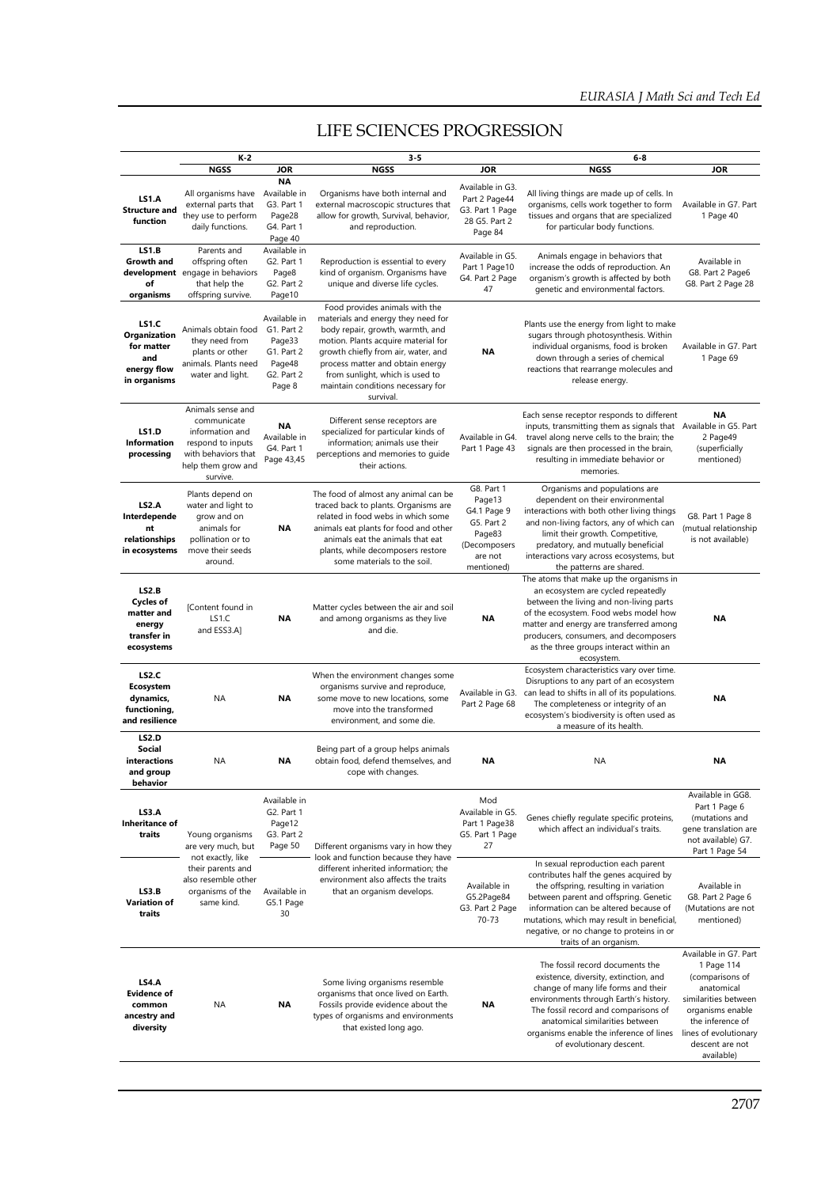# LIFE SCIENCES PROGRESSION

| | K-2 | | 3-5 | | 6-8 | |
|---|---|---|---|---|---|---|
| | NGSS | JOR | NGSS | JOR | NGSS | JOR |
| **LS1.A Structure and function** | All organisms have external parts that they use to perform daily functions. | **NA** Available in G3. Part 1 Page28 G4. Part 1 Page 40 | Organisms have both internal and external macroscopic structures that allow for growth, Survival, behavior, and reproduction. | Available in G3. Part 2 Page44 G3. Part 1 Page 28 G5. Part 2 Page 84 | All living things are made up of cells. In organisms, cells work together to form tissues and organs that are specialized for particular body functions. | Available in G7. Part 1 Page 40 |
| **LS1.B Growth and development of organisms** | Parents and offspring often engage in behaviors that help the offspring survive. | Available in G2. Part 1 Page8 G2. Part 2 Page10 | Reproduction is essential to every kind of organism. Organisms have unique and diverse life cycles. | Available in G5. Part 1 Page10 G4. Part 2 Page 47 | Animals engage in behaviors that increase the odds of reproduction. An organism's growth is affected by both genetic and environmental factors. | Available in G8. Part 2 Page6 G8. Part 2 Page 28 |
| **LS1.C Organization for matter and energy flow in organisms** | Animals obtain food they need from plants or other animals. Plants need water and light. | Available in G1. Part 2 Page33 G1. Part 2 Page48 G2. Part 2 Page 8 | Food provides animals with the materials and energy they need for body repair, growth, warmth, and motion. Plants acquire material for growth chiefly from air, water, and process matter and obtain energy from sunlight, which is used to maintain conditions necessary for survival. | **NA** | Plants use the energy from light to make sugars through photosynthesis. Within individual organisms, food is broken down through a series of chemical reactions that rearrange molecules and release energy. | Available in G7. Part 1 Page 69 |
| **LS1.D Information processing** | Animals sense and communicate information and respond to inputs with behaviors that help them grow and survive. | **NA** Available in G4. Part 1 Page 43,45 | Different sense receptors are specialized for particular kinds of information; animals use their perceptions and memories to guide their actions. | Available in G4. Part 1 Page 43 | Each sense receptor responds to different inputs, transmitting them as signals that travel along nerve cells to the brain; the signals are then processed in the brain, resulting in immediate behavior or memories. | **NA** Available in G5. Part 2 Page49 (superficially mentioned) |
| **LS2.A Interdependent relationships in ecosystems** | Plants depend on water and light to grow and on animals for pollination or to move their seeds around. | **NA** | The food of almost any animal can be traced back to plants. Organisms are related in food webs in which some animals eat plants for food and other animals eat the animals that eat plants, while decomposers restore some materials to the soil. | G8. Part 1 Page13 G4.1 Page 9 G5. Part 2 Page83 (Decomposers are not mentioned) | Organisms and populations are dependent on their environmental interactions with both other living things and non-living factors, any of which can limit their growth. Competitive, predatory, and mutually beneficial interactions vary across ecosystems, but the patterns are shared. | G8. Part 1 Page 8 (mutual relationship is not available) |
| **LS2.B Cycles of matter and energy transfer in ecosystems** | [Content found in LS1.C and ESS3.A] | **NA** | Matter cycles between the air and soil and among organisms as they live and die. | **NA** | The atoms that make up the organisms in an ecosystem are cycled repeatedly between the living and non-living parts of the ecosystem. Food webs model how matter and energy are transferred among producers, consumers, and decomposers as the three groups interact within an ecosystem. | **NA** |
| **LS2.C Ecosystem dynamics, functioning, and resilience** | NA | **NA** | When the environment changes some organisms survive and reproduce, some move to new locations, some move into the transformed environment, and some die. | Available in G3. Part 2 Page 68 | Ecosystem characteristics vary over time. Disruptions to any part of an ecosystem can lead to shifts in all of its populations. The completeness or integrity of an ecosystem's biodiversity is often used as a measure of its health. | **NA** |
| **LS2.D Social interactions and group behavior** | NA | **NA** | Being part of a group helps animals obtain food, defend themselves, and cope with changes. | **NA** | NA | **NA** |
| **LS3.A Inheritance of traits** | Young organisms are very much, but not exactly, like their parents and also resemble other organisms of the same kind. | Available in G2. Part 1 Page12 G3. Part 2 Page 50 | Different organisms vary in how they look and function because they have different inherited information; the environment also affects the traits that an organism develops. | Mod Available in G5. Part 1 Page38 G5. Part 1 Page 27 | Genes chiefly regulate specific proteins, which affect an individual's traits. | Available in GG8. Part 1 Page 6 (mutations and gene translation are not available) G7. Part 1 Page 54 |
| **LS3.B Variation of traits** | | Available in G5.1 Page 30 | | Available in G5.2Page84 G3. Part 2 Page 70-73 | In sexual reproduction each parent contributes half the genes acquired by the offspring, resulting in variation between parent and offspring. Genetic information can be altered because of mutations, which may result in beneficial, negative, or no change to proteins in or traits of an organism. | Available in G8. Part 2 Page 6 (Mutations are not mentioned) |
| **LS4.A Evidence of common ancestry and diversity** | NA | **NA** | Some living organisms resemble organisms that once lived on Earth. Fossils provide evidence about the types of organisms and environments that existed long ago. | **NA** | The fossil record documents the existence, diversity, extinction, and change of many life forms and their environments through Earth's history. The fossil record and comparisons of anatomical similarities between organisms enable the inference of lines of evolutionary descent. | Available in G7. Part 1 Page 114 (comparisons of anatomical similarities between organisms enable the inference of lines of evolutionary descent are not available) |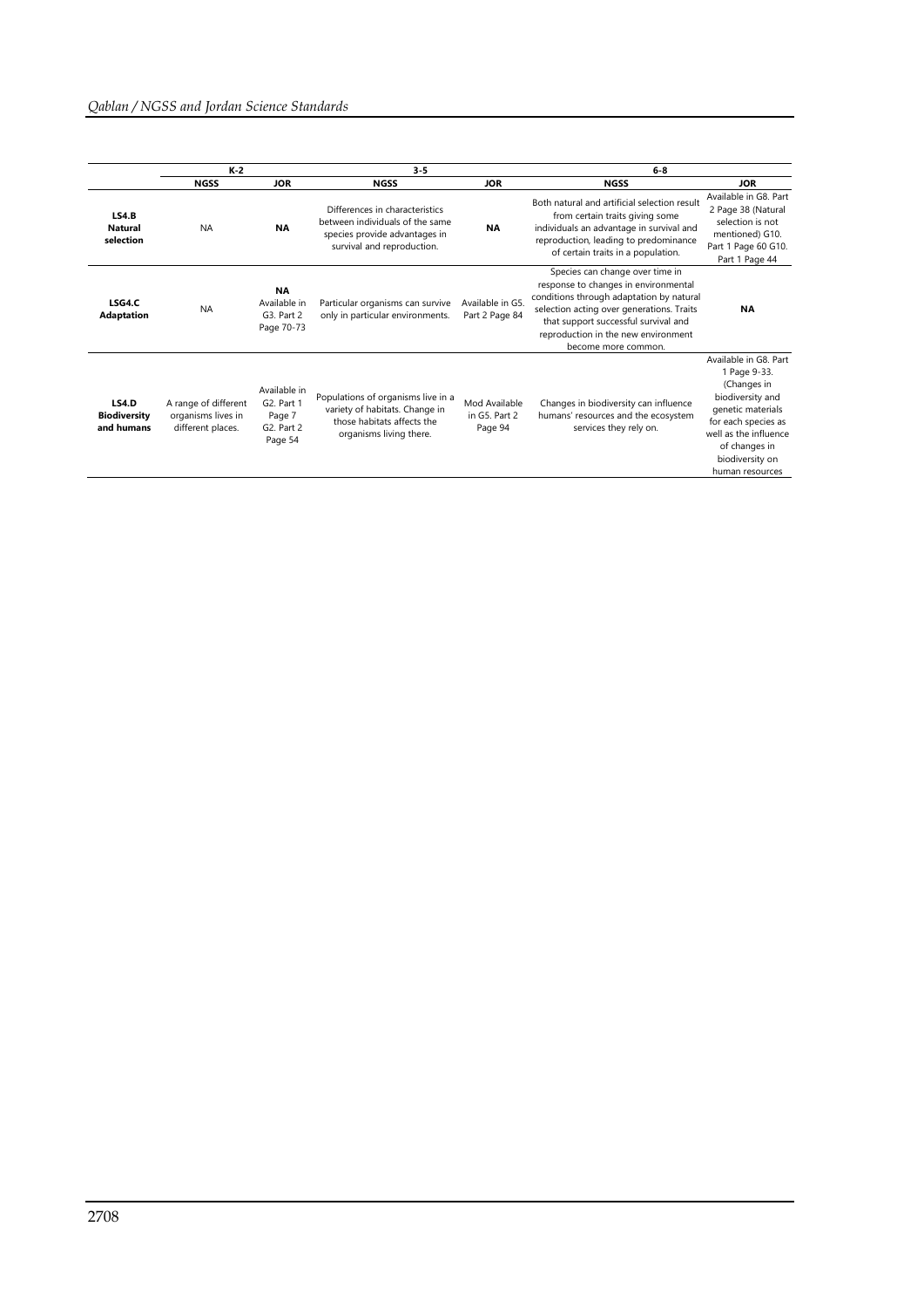| | K-2 | | 3-5 | | 6-8 | |
|---|---|---|---|---|---|---|
| | **NGSS** | **JOR** | **NGSS** | **JOR** | **NGSS** | **JOR** |
| **LS4.B Natural selection** | NA | **NA** | Differences in characteristics between individuals of the same species provide advantages in survival and reproduction. | **NA** | Both natural and artificial selection result from certain traits giving some individuals an advantage in survival and reproduction, leading to predominance of certain traits in a population. | Available in G8. Part 2 Page 38 (Natural selection is not mentioned) G10. Part 1 Page 60 G10. Part 1 Page 44 |
| **LSG4.C Adaptation** | NA | **NA** Available in G3. Part 2 Page 70-73 | Particular organisms can survive only in particular environments. | Available in G5. Part 2 Page 84 | Species can change over time in response to changes in environmental conditions through adaptation by natural selection acting over generations. Traits that support successful survival and reproduction in the new environment become more common. | **NA** |
| **LS4.D Biodiversity and humans** | A range of different organisms lives in different places. | Available in G2. Part 1 Page 7 G2. Part 2 Page 54 | Populations of organisms live in a variety of habitats. Change in those habitats affects the organisms living there. | Mod Available in G5. Part 2 Page 94 | Changes in biodiversity can influence humans' resources and the ecosystem services they rely on. | Available in G8. Part 1 Page 9-33. (Changes in biodiversity and genetic materials for each species as well as the influence of changes in biodiversity on human resources |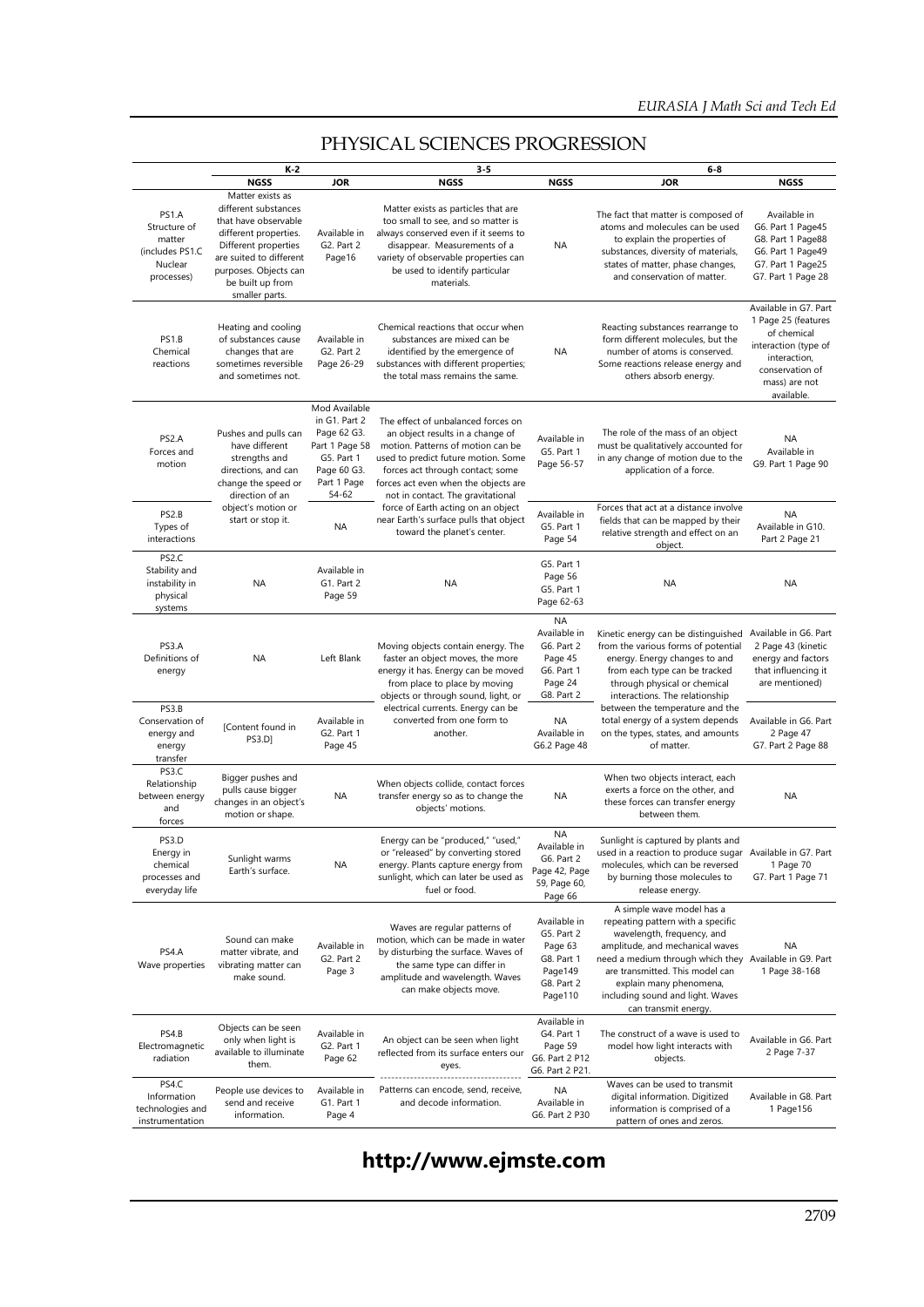# PHYSICAL SCIENCES PROGRESSION

| | K-2 | | 3-5 | | 6-8 | |
|---|---|---|---|---|---|---|
| | NGSS | JOR | NGSS | NGSS | JOR | NGSS |
| PS1.A Structure of matter (includes PS1.C Nuclear processes) | Matter exists as different substances that have observable different properties. Different properties are suited to different purposes. Objects can be built up from smaller parts. | Available in G2. Part 2 Page16 | Matter exists as particles that are too small to see, and so matter is always conserved even if it seems to disappear. Measurements of a variety of observable properties can be used to identify particular materials. | NA | The fact that matter is composed of atoms and molecules can be used to explain the properties of substances, diversity of materials, states of matter, phase changes, and conservation of matter. | Available in G6. Part 1 Page45 G8. Part 1 Page88 G6. Part 1 Page49 G7. Part 1 Page25 G7. Part 1 Page 28 |
| PS1.B Chemical reactions | Heating and cooling of substances cause changes that are sometimes reversible and sometimes not. | Available in G2. Part 2 Page 26-29 | Chemical reactions that occur when substances are mixed can be identified by the emergence of substances with different properties; the total mass remains the same. | NA | Reacting substances rearrange to form different molecules, but the number of atoms is conserved. Some reactions release energy and others absorb energy. | Available in G7. Part 1 Page 25 (features of chemical interaction (type of interaction, conservation of mass) are not available. |
| PS2.A Forces and motion | Pushes and pulls can have different strengths and directions, and can change the speed or direction of an object's motion or start or stop it. | Mod Available in G1. Part 2 Page 62 G3. Part 1 Page 58 G5. Part 1 Page 60 G3. Part 1 Page 54-62 | The effect of unbalanced forces on an object results in a change of motion. Patterns of motion can be used to predict future motion. Some forces act through contact; some forces act even when the objects are not in contact. The gravitational force of Earth acting on an object near Earth's surface pulls that object toward the planet's center. | Available in G5. Part 1 Page 56-57 | The role of the mass of an object must be qualitatively accounted for in any change of motion due to the application of a force. | NA Available in G9. Part 1 Page 90 |
| PS2.B Types of interactions | | NA | | Available in G5. Part 1 Page 54 | Forces that act at a distance involve fields that can be mapped by their relative strength and effect on an object. | NA Available in G10. Part 2 Page 21 |
| PS2.C Stability and instability in physical systems | NA | Available in G1. Part 2 Page 59 | NA | G5. Part 1 Page 56 G5. Part 1 Page 62-63 | NA | NA |
| PS3.A Definitions of energy | NA | Left Blank | Moving objects contain energy. The faster an object moves, the more energy it has. Energy can be moved from place to place by moving objects or through sound, light, or electrical currents. Energy can be converted from one form to another. | NA Available in G6. Part 2 Page 45 G6. Part 1 Page 24 G8. Part 2 | Kinetic energy can be distinguished from the various forms of potential energy. Energy changes to and from each type can be tracked through physical or chemical interactions. The relationship between the temperature and the total energy of a system depends on the types, states, and amounts of matter. | Available in G6. Part 2 Page 43 (kinetic energy and factors that influencing it are mentioned) |
| PS3.B Conservation of energy and energy transfer | [Content found in PS3.D] | Available in G2. Part 1 Page 45 | | NA Available in G6.2 Page 48 | | Available in G6. Part 2 Page 47 G7. Part 2 Page 88 |
| PS3.C Relationship between energy and forces | Bigger pushes and pulls cause bigger changes in an object's motion or shape. | NA | When objects collide, contact forces transfer energy so as to change the objects' motions. | NA | When two objects interact, each exerts a force on the other, and these forces can transfer energy between them. | NA |
| PS3.D Energy in chemical processes and everyday life | Sunlight warms Earth's surface. | NA | Energy can be "produced," "used," or "released" by converting stored energy. Plants capture energy from sunlight, which can later be used as fuel or food. | NA Available in G6. Part 2 Page 42, Page 59, Page 60, Page 66 | Sunlight is captured by plants and used in a reaction to produce sugar molecules, which can be reversed by burning those molecules to release energy. | Available in G7. Part 1 Page 70 G7. Part 1 Page 71 |
| PS4.A Wave properties | Sound can make matter vibrate, and vibrating matter can make sound. | Available in G2. Part 2 Page 3 | Waves are regular patterns of motion, which can be made in water by disturbing the surface. Waves of the same type can differ in amplitude and wavelength. Waves can make objects move. | Available in G5. Part 2 Page 63 G8. Part 1 Page149 G8. Part 2 Page110 | A simple wave model has a repeating pattern with a specific wavelength, frequency, and amplitude, and mechanical waves need a medium through which they are transmitted. This model can explain many phenomena, including sound and light. Waves can transmit energy. | NA Available in G9. Part 1 Page 38-168 |
| PS4.B Electromagnetic radiation | Objects can be seen only when light is available to illuminate them. | Available in G2. Part 1 Page 62 | An object can be seen when light reflected from its surface enters our eyes. | Available in G4. Part 1 Page 59 G6. Part 2 P12 G6. Part 2 P21. | The construct of a wave is used to model how light interacts with objects. | Available in G6. Part 2 Page 7-37 |
| PS4.C Information technologies and instrumentation | People use devices to send and receive information. | Available in G1. Part 1 Page 4 | Patterns can encode, send, receive, and decode information. | NA Available in G6. Part 2 P30 | Waves can be used to transmit digital information. Digitized information is comprised of a pattern of ones and zeros. | Available in G8. Part 1 Page156 |

**http://www.ejmste.com**